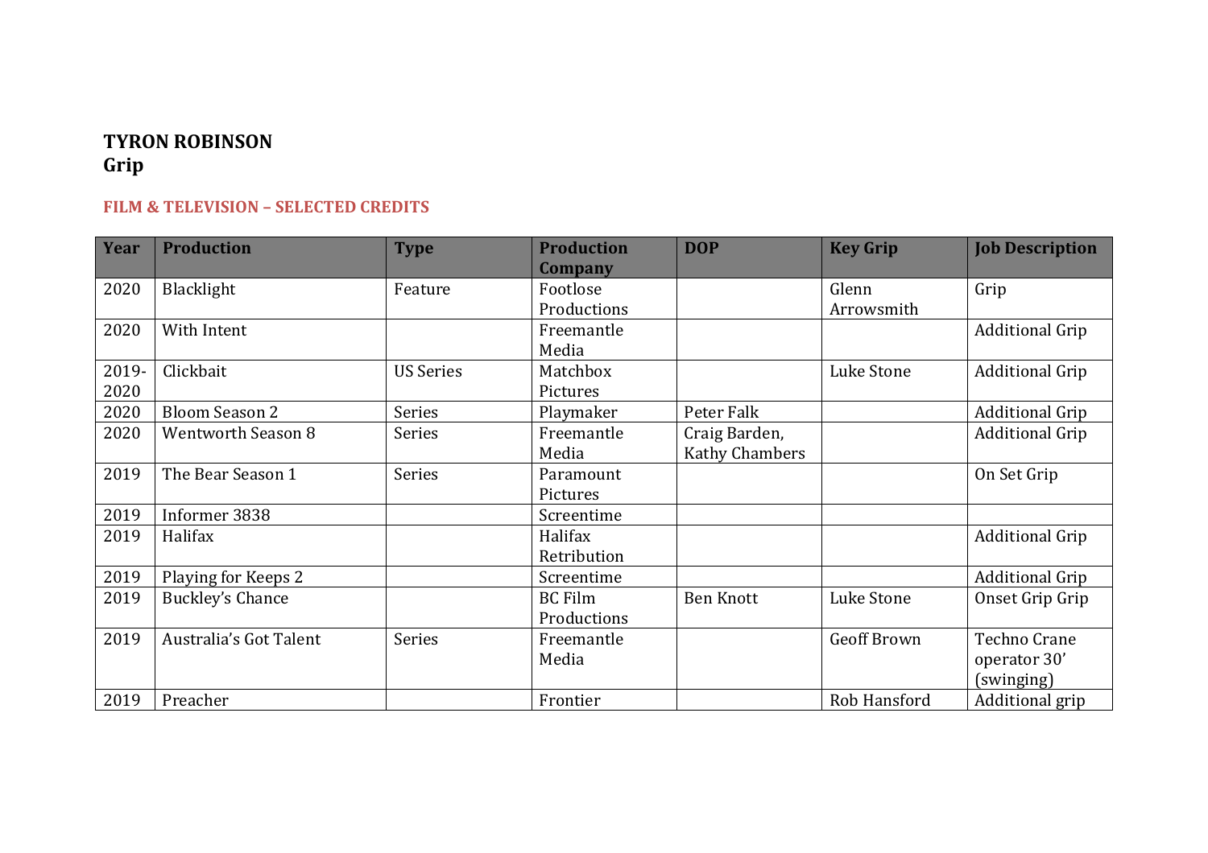**TYRON ROBINSON**
**Grip**

## FILM & TELEVISION – SELECTED CREDITS

| Year | Production | Type | Production Company | DOP | Key Grip | Job Description |
|---|---|---|---|---|---|---|
| 2020 | Blacklight | Feature | Footlose Productions | | Glenn Arrowsmith | Grip |
| 2020 | With Intent | | Freemantle Media | | | Additional Grip |
| 2019-2020 | Clickbait | US Series | Matchbox Pictures | | Luke Stone | Additional Grip |
| 2020 | Bloom Season 2 | Series | Playmaker | Peter Falk | | Additional Grip |
| 2020 | Wentworth Season 8 | Series | Freemantle Media | Craig Barden, Kathy Chambers | | Additional Grip |
| 2019 | The Bear Season 1 | Series | Paramount Pictures | | | On Set Grip |
| 2019 | Informer 3838 | | Screentime | | | |
| 2019 | Halifax | | Halifax Retribution | | | Additional Grip |
| 2019 | Playing for Keeps 2 | | Screentime | | | Additional Grip |
| 2019 | Buckley's Chance | | BC Film Productions | Ben Knott | Luke Stone | Onset Grip Grip |
| 2019 | Australia's Got Talent | Series | Freemantle Media | | Geoff Brown | Techno Crane operator 30' (swinging) |
| 2019 | Preacher | | Frontier | | Rob Hansford | Additional grip |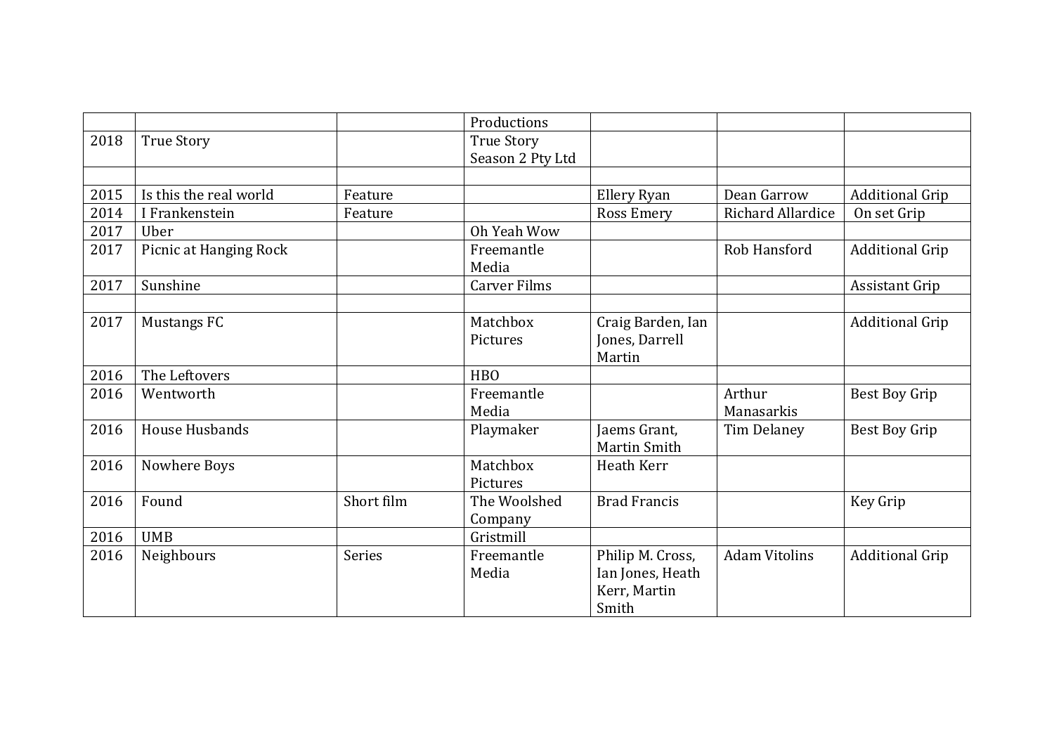| | | | | | | |
|---|---|---|---|---|---|---|
| | | | Productions | | | |
| 2018 | True Story | | True Story Season 2 Pty Ltd | | | |
| | | | | | | |
| 2015 | Is this the real world | Feature | | Ellery Ryan | Dean Garrow | Additional Grip |
| 2014 | I Frankenstein | Feature | | Ross Emery | Richard Allardice | On set Grip |
| 2017 | Uber | | Oh Yeah Wow | | | |
| 2017 | Picnic at Hanging Rock | | Freemantle Media | | Rob Hansford | Additional Grip |
| 2017 | Sunshine | | Carver Films | | | Assistant Grip |
| | | | | | | |
| 2017 | Mustangs FC | | Matchbox Pictures | Craig Barden, Ian Jones, Darrell Martin | | Additional Grip |
| 2016 | The Leftovers | | HBO | | | |
| 2016 | Wentworth | | Freemantle Media | | Arthur Manasarkis | Best Boy Grip |
| 2016 | House Husbands | | Playmaker | Jaems Grant, Martin Smith | Tim Delaney | Best Boy Grip |
| 2016 | Nowhere Boys | | Matchbox Pictures | Heath Kerr | | |
| 2016 | Found | Short film | The Woolshed Company | Brad Francis | | Key Grip |
| 2016 | UMB | | Gristmill | | | |
| 2016 | Neighbours | Series | Freemantle Media | Philip M. Cross, Ian Jones, Heath Kerr, Martin Smith | Adam Vitolins | Additional Grip |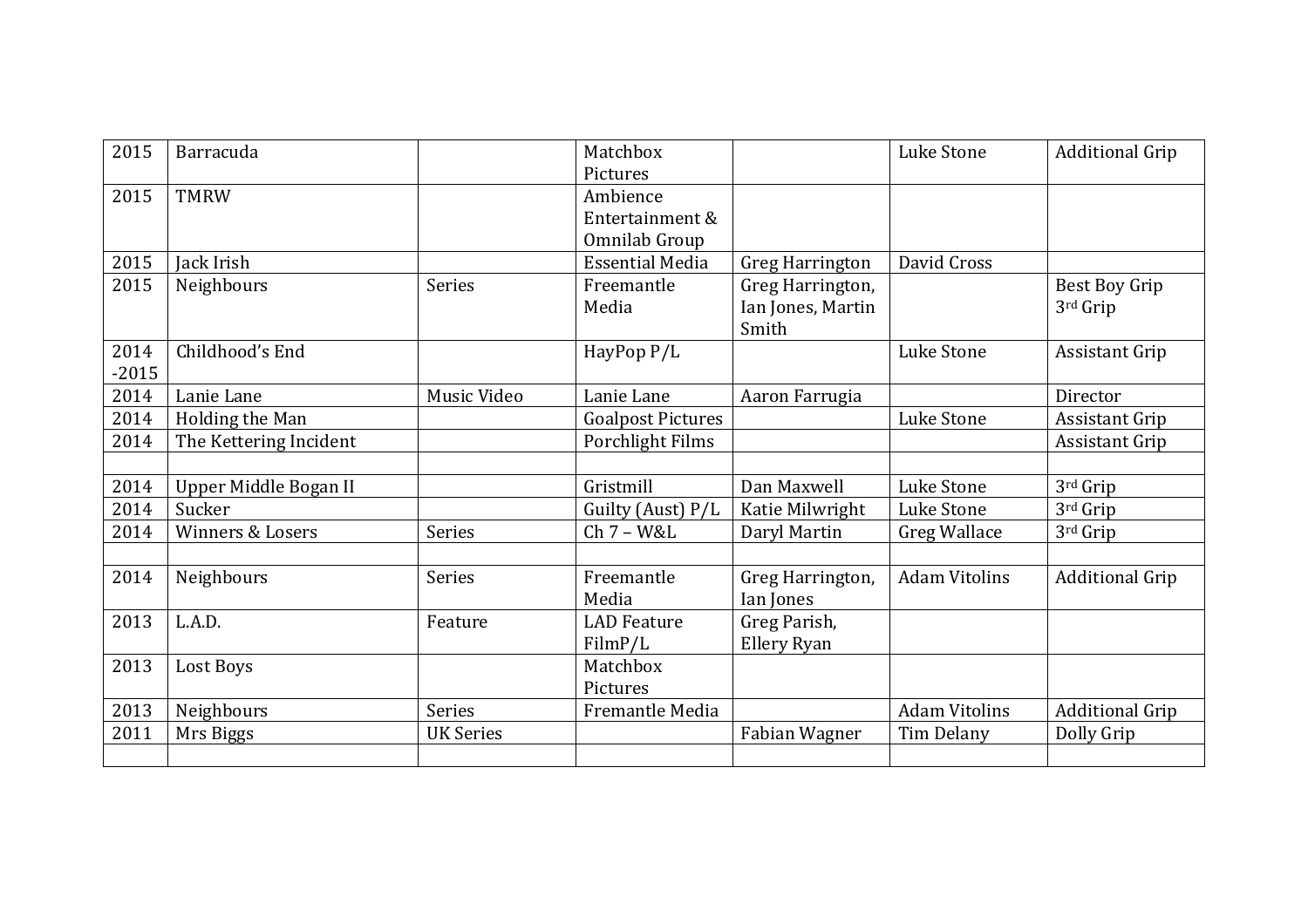| 2015 | Barracuda | | Matchbox Pictures | | Luke Stone | Additional Grip |
|---|---|---|---|---|---|---|
| 2015 | TMRW | | Ambience Entertainment & Omnilab Group | | | |
| 2015 | Jack Irish | | Essential Media | Greg Harrington | David Cross | |
| 2015 | Neighbours | Series | Freemantle Media | Greg Harrington, Ian Jones, Martin Smith | | Best Boy Grip 3rd Grip |
| 2014 -2015 | Childhood's End | | HayPop P/L | | Luke Stone | Assistant Grip |
| 2014 | Lanie Lane | Music Video | Lanie Lane | Aaron Farrugia | | Director |
| 2014 | Holding the Man | | Goalpost Pictures | | Luke Stone | Assistant Grip |
| 2014 | The Kettering Incident | | Porchlight Films | | | Assistant Grip |
| | | | | | | |
| 2014 | Upper Middle Bogan II | | Gristmill | Dan Maxwell | Luke Stone | 3rd Grip |
| 2014 | Sucker | | Guilty (Aust) P/L | Katie Milwright | Luke Stone | 3rd Grip |
| 2014 | Winners & Losers | Series | Ch 7 – W&L | Daryl Martin | Greg Wallace | 3rd Grip |
| | | | | | | |
| 2014 | Neighbours | Series | Freemantle Media | Greg Harrington, Ian Jones | Adam Vitolins | Additional Grip |
| 2013 | L.A.D. | Feature | LAD Feature FilmP/L | Greg Parish, Ellery Ryan | | |
| 2013 | Lost Boys | | Matchbox Pictures | | | |
| 2013 | Neighbours | Series | Fremantle Media | | Adam Vitolins | Additional Grip |
| 2011 | Mrs Biggs | UK Series | | Fabian Wagner | Tim Delany | Dolly Grip |
| | | | | | | |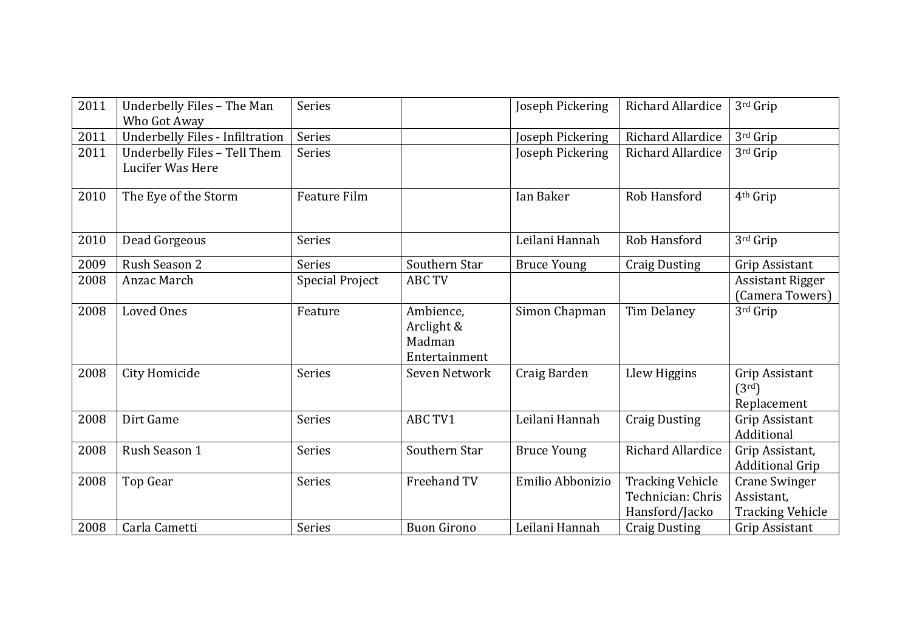| 2011 | Underbelly Files – The Man Who Got Away | Series | | Joseph Pickering | Richard Allardice | 3rd Grip |
|---|---|---|---|---|---|---|
| 2011 | Underbelly Files - Infiltration | Series | | Joseph Pickering | Richard Allardice | 3rd Grip |
| 2011 | Underbelly Files – Tell Them Lucifer Was Here | Series | | Joseph Pickering | Richard Allardice | 3rd Grip |
| 2010 | The Eye of the Storm | Feature Film | | Ian Baker | Rob Hansford | 4th Grip |
| 2010 | Dead Gorgeous | Series | | Leilani Hannah | Rob Hansford | 3rd Grip |
| 2009 | Rush Season 2 | Series | Southern Star | Bruce Young | Craig Dusting | Grip Assistant |
| 2008 | Anzac March | Special Project | ABC TV | | | Assistant Rigger (Camera Towers) |
| 2008 | Loved Ones | Feature | Ambience, Arclight & Madman Entertainment | Simon Chapman | Tim Delaney | 3rd Grip |
| 2008 | City Homicide | Series | Seven Network | Craig Barden | Llew Higgins | Grip Assistant (3rd) Replacement |
| 2008 | Dirt Game | Series | ABC TV1 | Leilani Hannah | Craig Dusting | Grip Assistant Additional |
| 2008 | Rush Season 1 | Series | Southern Star | Bruce Young | Richard Allardice | Grip Assistant, Additional Grip |
| 2008 | Top Gear | Series | Freehand TV | Emilio Abbonizio | Tracking Vehicle Technician: Chris Hansford/Jacko | Crane Swinger Assistant, Tracking Vehicle |
| 2008 | Carla Cametti | Series | Buon Girono | Leilani Hannah | Craig Dusting | Grip Assistant |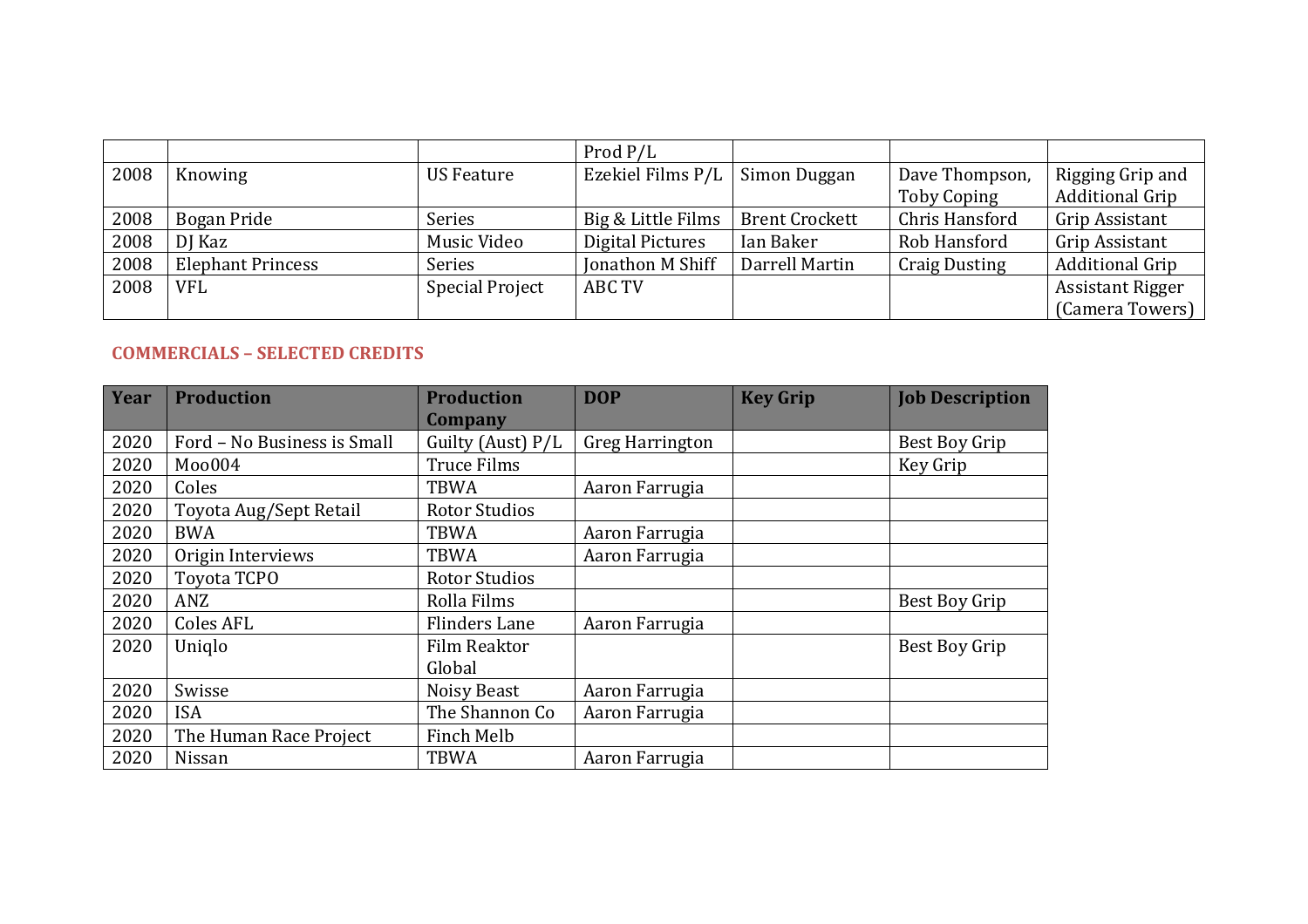| | | | Prod P/L | | | |
|---|---|---|---|---|---|---|
| 2008 | Knowing | US Feature | Ezekiel Films P/L | Simon Duggan | Dave Thompson, Toby Coping | Rigging Grip and Additional Grip |
| 2008 | Bogan Pride | Series | Big & Little Films | Brent Crockett | Chris Hansford | Grip Assistant |
| 2008 | DJ Kaz | Music Video | Digital Pictures | Ian Baker | Rob Hansford | Grip Assistant |
| 2008 | Elephant Princess | Series | Jonathon M Shiff | Darrell Martin | Craig Dusting | Additional Grip |
| 2008 | VFL | Special Project | ABC TV | | | Assistant Rigger (Camera Towers) |

## COMMERCIALS – SELECTED CREDITS

| Year | Production | Production Company | DOP | Key Grip | Job Description |
|---|---|---|---|---|---|
| 2020 | Ford – No Business is Small | Guilty (Aust) P/L | Greg Harrington | | Best Boy Grip |
| 2020 | Moo004 | Truce Films | | | Key Grip |
| 2020 | Coles | TBWA | Aaron Farrugia | | |
| 2020 | Toyota Aug/Sept Retail | Rotor Studios | | | |
| 2020 | BWA | TBWA | Aaron Farrugia | | |
| 2020 | Origin Interviews | TBWA | Aaron Farrugia | | |
| 2020 | Toyota TCPO | Rotor Studios | | | |
| 2020 | ANZ | Rolla Films | | | Best Boy Grip |
| 2020 | Coles AFL | Flinders Lane | Aaron Farrugia | | |
| 2020 | Uniqlo | Film Reaktor Global | | | Best Boy Grip |
| 2020 | Swisse | Noisy Beast | Aaron Farrugia | | |
| 2020 | ISA | The Shannon Co | Aaron Farrugia | | |
| 2020 | The Human Race Project | Finch Melb | | | |
| 2020 | Nissan | TBWA | Aaron Farrugia | | |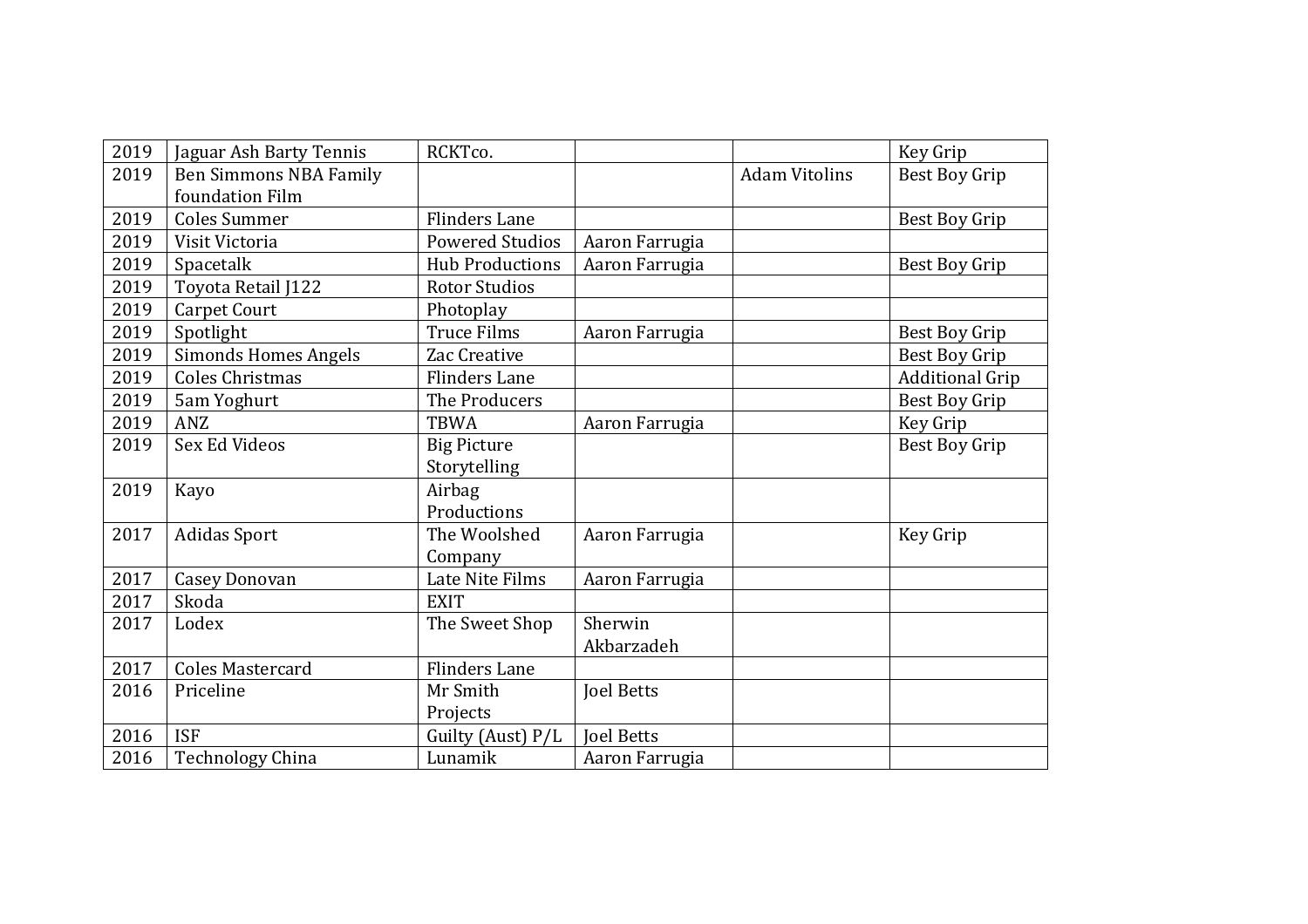| 2019 | Jaguar Ash Barty Tennis | RCKTco. | | | Key Grip |
|---|---|---|---|---|---|
| 2019 | Ben Simmons NBA Family foundation Film | | | Adam Vitolins | Best Boy Grip |
| 2019 | Coles Summer | Flinders Lane | | | Best Boy Grip |
| 2019 | Visit Victoria | Powered Studios | Aaron Farrugia | | |
| 2019 | Spacetalk | Hub Productions | Aaron Farrugia | | Best Boy Grip |
| 2019 | Toyota Retail J122 | Rotor Studios | | | |
| 2019 | Carpet Court | Photoplay | | | |
| 2019 | Spotlight | Truce Films | Aaron Farrugia | | Best Boy Grip |
| 2019 | Simonds Homes Angels | Zac Creative | | | Best Boy Grip |
| 2019 | Coles Christmas | Flinders Lane | | | Additional Grip |
| 2019 | 5am Yoghurt | The Producers | | | Best Boy Grip |
| 2019 | ANZ | TBWA | Aaron Farrugia | | Key Grip |
| 2019 | Sex Ed Videos | Big Picture Storytelling | | | Best Boy Grip |
| 2019 | Kayo | Airbag Productions | | | |
| 2017 | Adidas Sport | The Woolshed Company | Aaron Farrugia | | Key Grip |
| 2017 | Casey Donovan | Late Nite Films | Aaron Farrugia | | |
| 2017 | Skoda | EXIT | | | |
| 2017 | Lodex | The Sweet Shop | Sherwin Akbarzadeh | | |
| 2017 | Coles Mastercard | Flinders Lane | | | |
| 2016 | Priceline | Mr Smith Projects | Joel Betts | | |
| 2016 | ISF | Guilty (Aust) P/L | Joel Betts | | |
| 2016 | Technology China | Lunamik | Aaron Farrugia | | |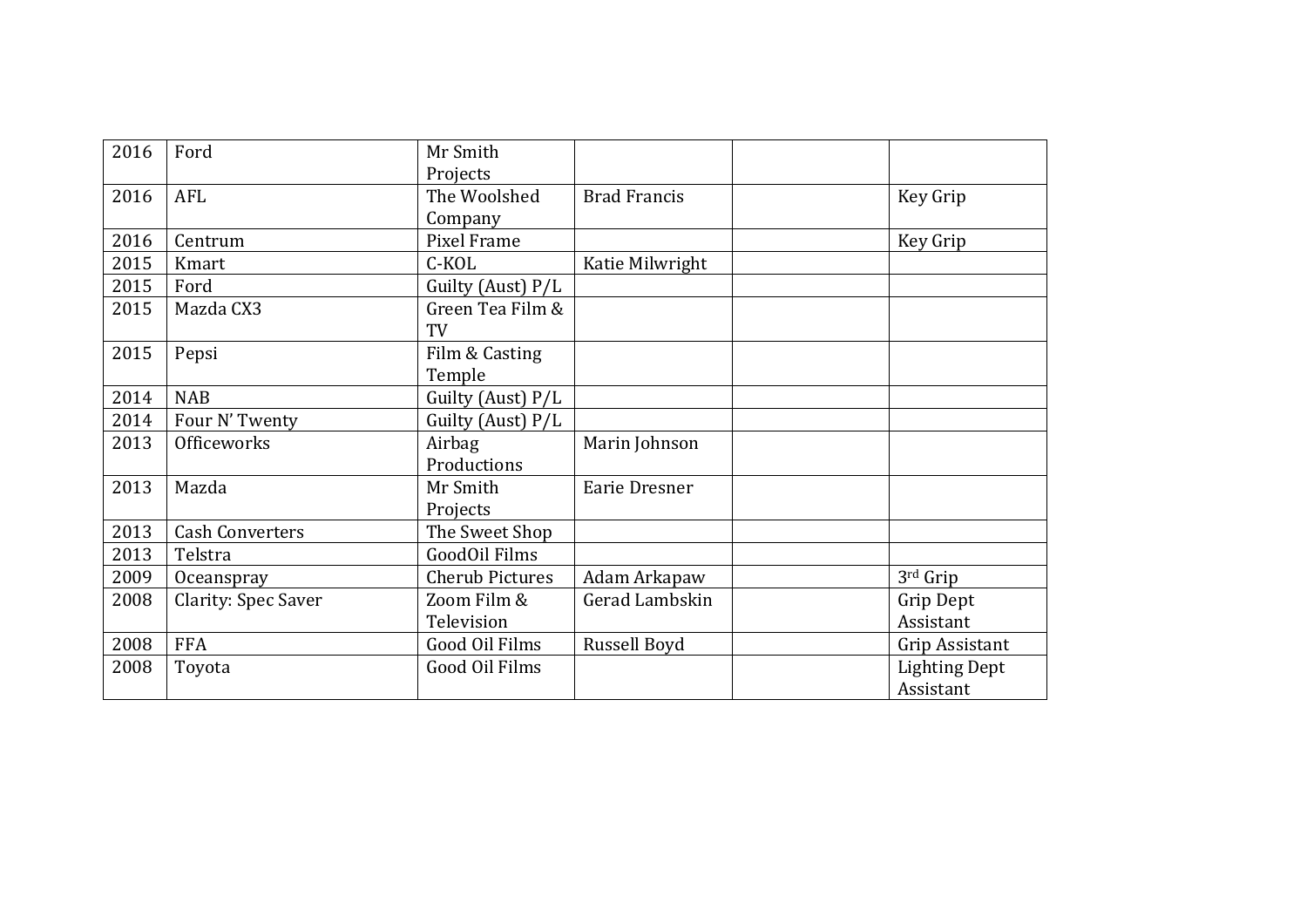| | | | | | |
|---|---|---|---|---|---|
| 2016 | Ford | Mr Smith Projects | | | |
| 2016 | AFL | The Woolshed Company | Brad Francis | | Key Grip |
| 2016 | Centrum | Pixel Frame | | | Key Grip |
| 2015 | Kmart | C-KOL | Katie Milwright | | |
| 2015 | Ford | Guilty (Aust) P/L | | | |
| 2015 | Mazda CX3 | Green Tea Film & TV | | | |
| 2015 | Pepsi | Film & Casting Temple | | | |
| 2014 | NAB | Guilty (Aust) P/L | | | |
| 2014 | Four N' Twenty | Guilty (Aust) P/L | | | |
| 2013 | Officeworks | Airbag Productions | Marin Johnson | | |
| 2013 | Mazda | Mr Smith Projects | Earie Dresner | | |
| 2013 | Cash Converters | The Sweet Shop | | | |
| 2013 | Telstra | GoodOil Films | | | |
| 2009 | Oceanspray | Cherub Pictures | Adam Arkapaw | | 3rd Grip |
| 2008 | Clarity: Spec Saver | Zoom Film & Television | Gerad Lambskin | | Grip Dept Assistant |
| 2008 | FFA | Good Oil Films | Russell Boyd | | Grip Assistant |
| 2008 | Toyota | Good Oil Films | | | Lighting Dept Assistant |